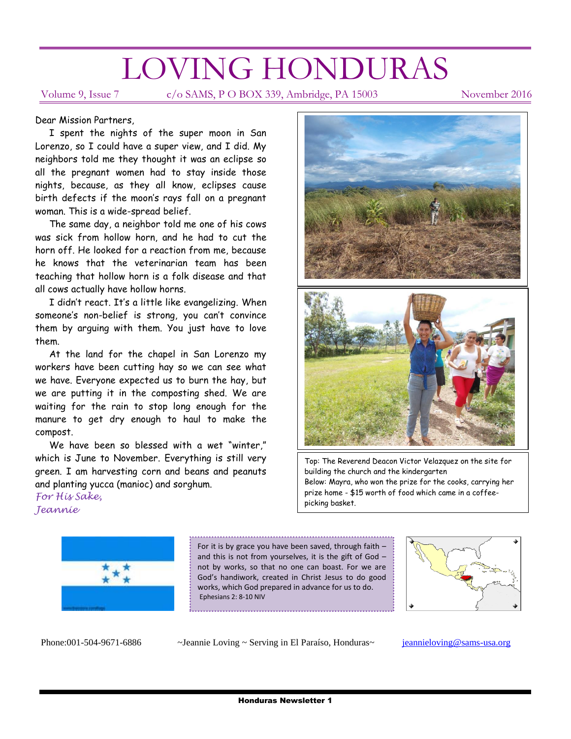# LOVING HONDURAS

Volume 9, Issue 7 c/o SAMS, P O BOX 339, Ambridge, PA 15003 November 2016

Dear Mission Partners,

I spent the nights of the super moon in San Lorenzo, so I could have a super view, and I did. My neighbors told me they thought it was an eclipse so all the pregnant women had to stay inside those nights, because, as they all know, eclipses cause birth defects if the moon's rays fall on a pregnant woman. This is a wide-spread belief.

The same day, a neighbor told me one of his cows was sick from hollow horn, and he had to cut the horn off. He looked for a reaction from me, because he knows that the veterinarian team has been teaching that hollow horn is a folk disease and that all cows actually have hollow horns.

I didn't react. It's a little like evangelizing. When someone's non-belief is strong, you can't convince them by arguing with them. You just have to love them.

At the land for the chapel in San Lorenzo my workers have been cutting hay so we can see what we have. Everyone expected us to burn the hay, but we are putting it in the composting shed. We are waiting for the rain to stop long enough for the manure to get dry enough to haul to make the compost.

We have been so blessed with a wet "winter," which is June to November. Everything is still very green. I am harvesting corn and beans and peanuts and planting yucca (manioc) and sorghum.

*For His Sake,*
*Jeannie*

Top: The Reverend Deacon Victor Velazquez on the site for building the church and the kindergarten
Below: Mayra, who won the prize for the cooks, carrying her prize home - $15 worth of food which came in a coffee-picking basket.

For it is by grace you have been saved, through faith – and this is not from yourselves, it is the gift of God – not by works, so that no one can boast. For we are God's handiwork, created in Christ Jesus to do good works, which God prepared in advance for us to do.
Ephesians 2: 8-10 NIV

Phone:001-504-9671-6886 ~Jeannie Loving ~ Serving in El Paraíso, Honduras~ jeannieloving@sams-usa.org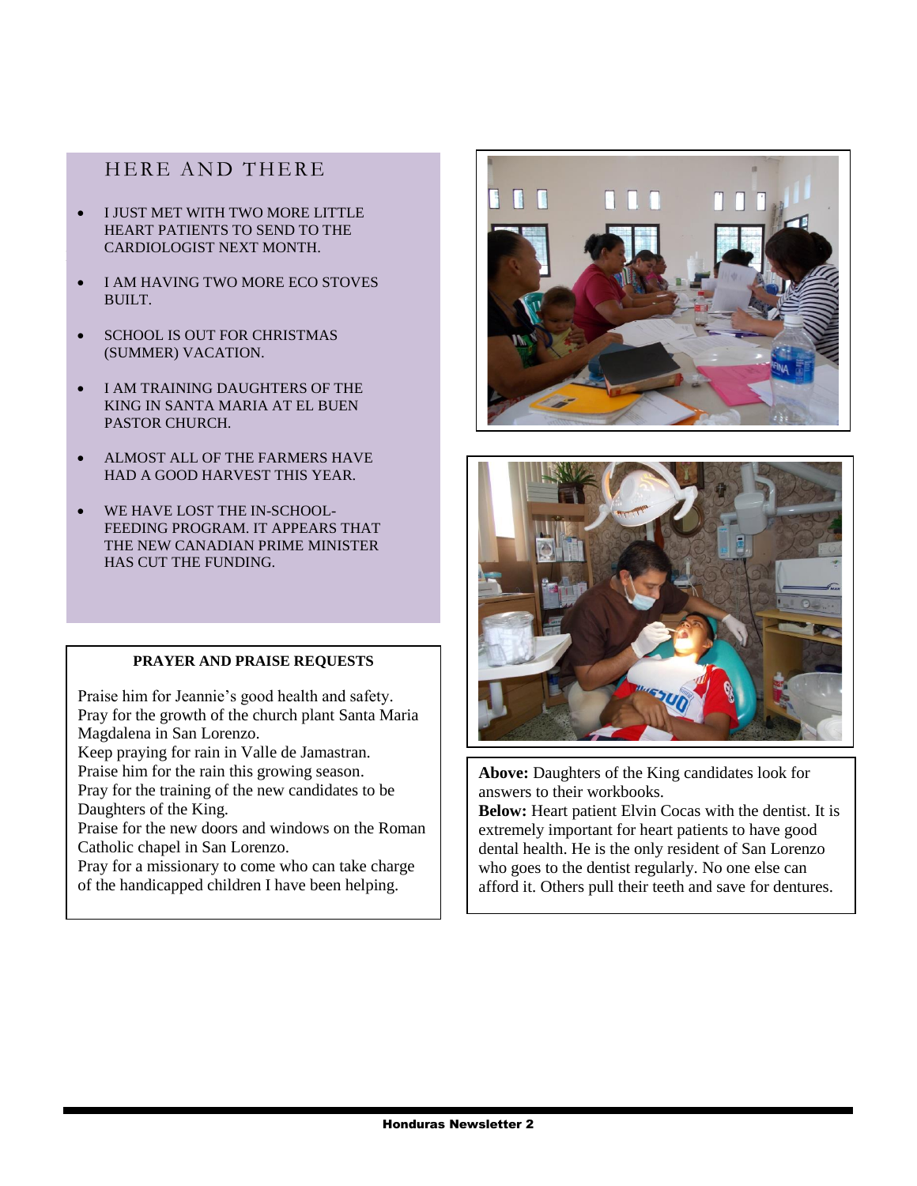## HERE AND THERE

- I JUST MET WITH TWO MORE LITTLE HEART PATIENTS TO SEND TO THE CARDIOLOGIST NEXT MONTH.
- I AM HAVING TWO MORE ECO STOVES BUILT.
- SCHOOL IS OUT FOR CHRISTMAS (SUMMER) VACATION.
- I AM TRAINING DAUGHTERS OF THE KING IN SANTA MARIA AT EL BUEN PASTOR CHURCH.
- ALMOST ALL OF THE FARMERS HAVE HAD A GOOD HARVEST THIS YEAR.
- WE HAVE LOST THE IN-SCHOOL-FEEDING PROGRAM. IT APPEARS THAT THE NEW CANADIAN PRIME MINISTER HAS CUT THE FUNDING.

**PRAYER AND PRAISE REQUESTS**

Praise him for Jeannie's good health and safety.
Pray for the growth of the church plant Santa Maria Magdalena in San Lorenzo.
Keep praying for rain in Valle de Jamastran.
Praise him for the rain this growing season.
Pray for the training of the new candidates to be Daughters of the King.
Praise for the new doors and windows on the Roman Catholic chapel in San Lorenzo.
Pray for a missionary to come who can take charge of the handicapped children I have been helping.

**Above:** Daughters of the King candidates look for answers to their workbooks.
**Below:** Heart patient Elvin Cocas with the dentist. It is extremely important for heart patients to have good dental health. He is the only resident of San Lorenzo who goes to the dentist regularly. No one else can afford it. Others pull their teeth and save for dentures.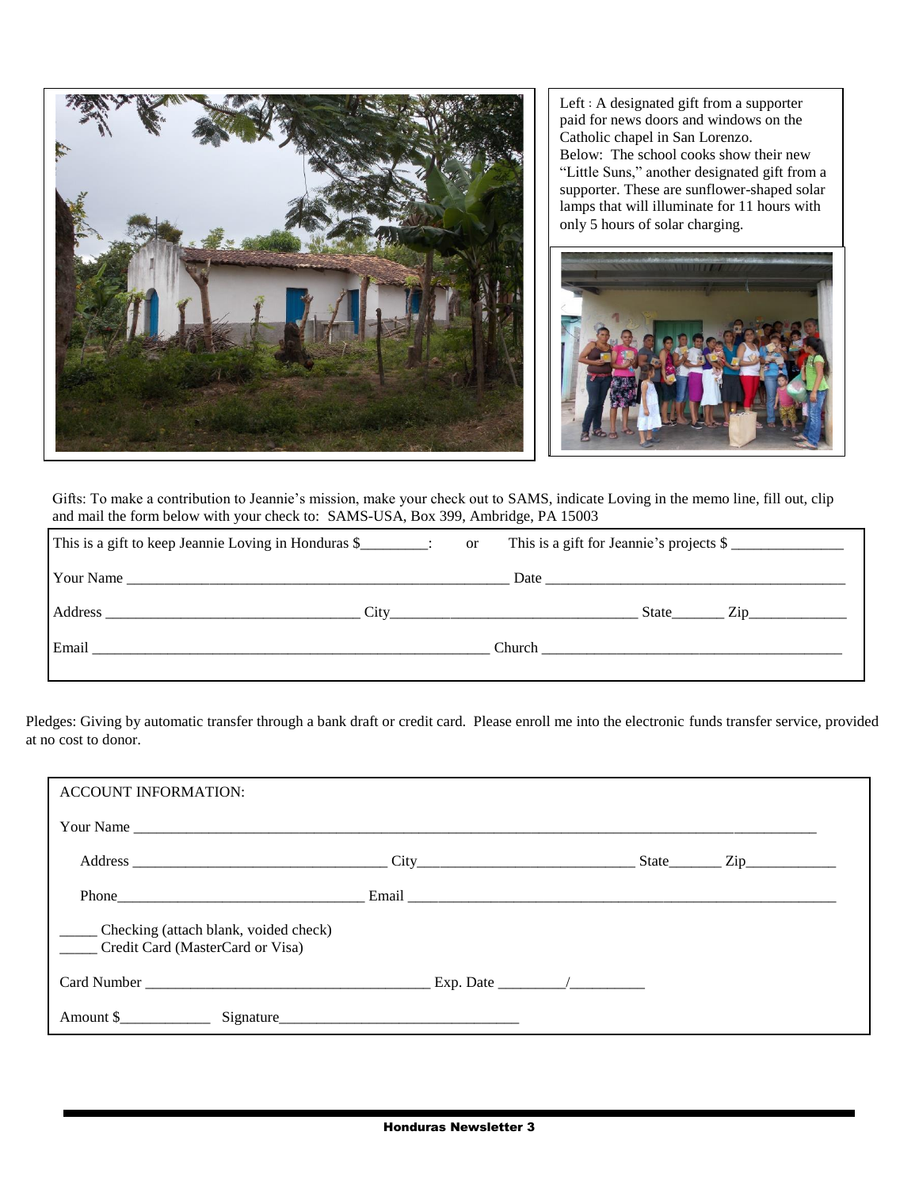Left : A designated gift from a supporter paid for news doors and windows on the Catholic chapel in San Lorenzo.
Below: The school cooks show their new “Little Suns,” another designated gift from a supporter. These are sunflower-shaped solar lamps that will illuminate for 11 hours with only 5 hours of solar charging.

Gifts: To make a contribution to Jeannie’s mission, make your check out to SAMS, indicate Loving in the memo line, fill out, clip and mail the form below with your check to: SAMS-USA, Box 399, Ambridge, PA 15003

This is a gift to keep Jeannie Loving in Honduras $________: or This is a gift for Jeannie’s projects $ _______________

Your Name ____________________________________________ Date ____________________________________

Address ______________________________ City______________________________ State_______ Zip_____________

Email ____________________________________________ Church ____________________________________

Pledges: Giving by automatic transfer through a bank draft or credit card. Please enroll me into the electronic funds transfer service, provided at no cost to donor.

ACCOUNT INFORMATION:

Your Name ______________________________________________________________________________

Address ______________________________ City____________________________ State_______ Zip____________

Phone______________________________ Email ____________________________________________________

_____ Checking (attach blank, voided check)
_____ Credit Card (MasterCard or Visa)

Card Number ____________________________________ Exp. Date _________/__________

Amount $____________ Signature________________________________